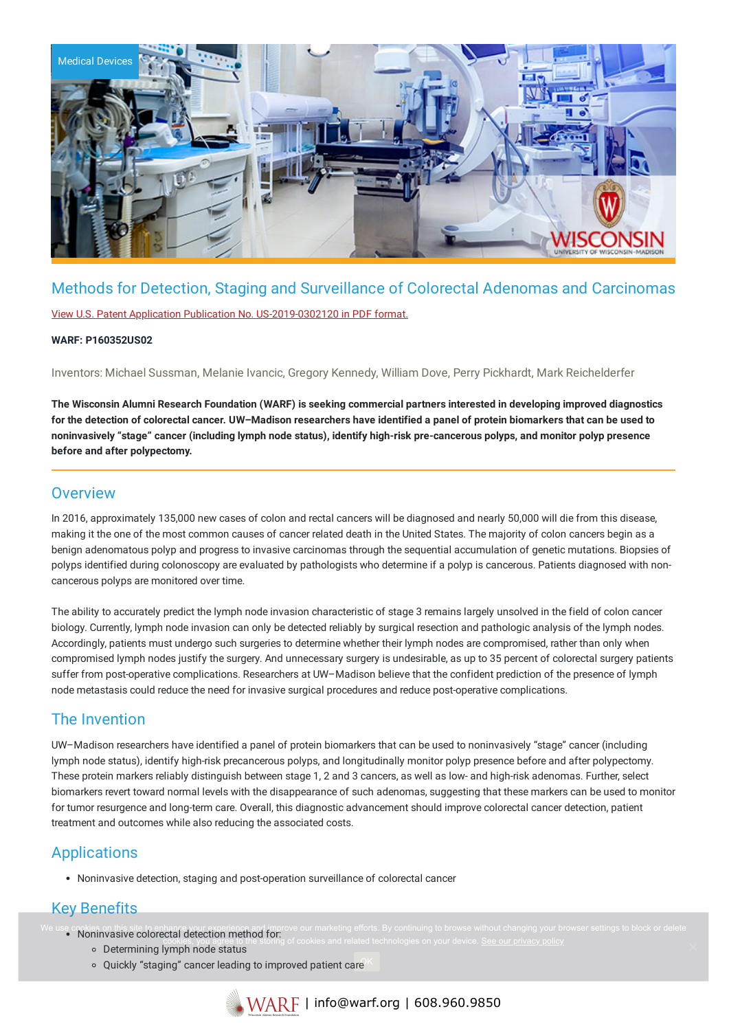Medical Devices

# Methods for Detection, Staging and Surveillance of Colorectal Adenomas and Carcinomas

View U.S. Patent Application Publication No. US-2019-0302120 in PDF format.

**WARF: P160352US02**

Inventors: Michael Sussman, Melanie Ivancic, Gregory Kennedy, William Dove, Perry Pickhardt, Mark Reichelderfer

**The Wisconsin Alumni Research Foundation (WARF) is seeking commercial partners interested in developing improved diagnostics for the detection of colorectal cancer. UW–Madison researchers have identified a panel of protein biomarkers that can be used to noninvasively "stage" cancer (including lymph node status), identify high-risk pre-cancerous polyps, and monitor polyp presence before and after polypectomy.**

## Overview

In 2016, approximately 135,000 new cases of colon and rectal cancers will be diagnosed and nearly 50,000 will die from this disease, making it the one of the most common causes of cancer related death in the United States. The majority of colon cancers begin as a benign adenomatous polyp and progress to invasive carcinomas through the sequential accumulation of genetic mutations. Biopsies of polyps identified during colonoscopy are evaluated by pathologists who determine if a polyp is cancerous. Patients diagnosed with non-cancerous polyps are monitored over time.

The ability to accurately predict the lymph node invasion characteristic of stage 3 remains largely unsolved in the field of colon cancer biology. Currently, lymph node invasion can only be detected reliably by surgical resection and pathologic analysis of the lymph nodes. Accordingly, patients must undergo such surgeries to determine whether their lymph nodes are compromised, rather than only when compromised lymph nodes justify the surgery. And unnecessary surgery is undesirable, as up to 35 percent of colorectal surgery patients suffer from post-operative complications. Researchers at UW–Madison believe that the confident prediction of the presence of lymph node metastasis could reduce the need for invasive surgical procedures and reduce post-operative complications.

## The Invention

UW–Madison researchers have identified a panel of protein biomarkers that can be used to noninvasively "stage" cancer (including lymph node status), identify high-risk precancerous polyps, and longitudinally monitor polyp presence before and after polypectomy. These protein markers reliably distinguish between stage 1, 2 and 3 cancers, as well as low- and high-risk adenomas. Further, select biomarkers revert toward normal levels with the disappearance of such adenomas, suggesting that these markers can be used to monitor for tumor resurgence and long-term care. Overall, this diagnostic advancement should improve colorectal cancer detection, patient treatment and outcomes while also reducing the associated costs.

## Applications

- Noninvasive detection, staging and post-operation surveillance of colorectal cancer

## Key Benefits

- Noninvasive colorectal detection method for:
  - Determining lymph node status
  - Quickly "staging" cancer leading to improved patient care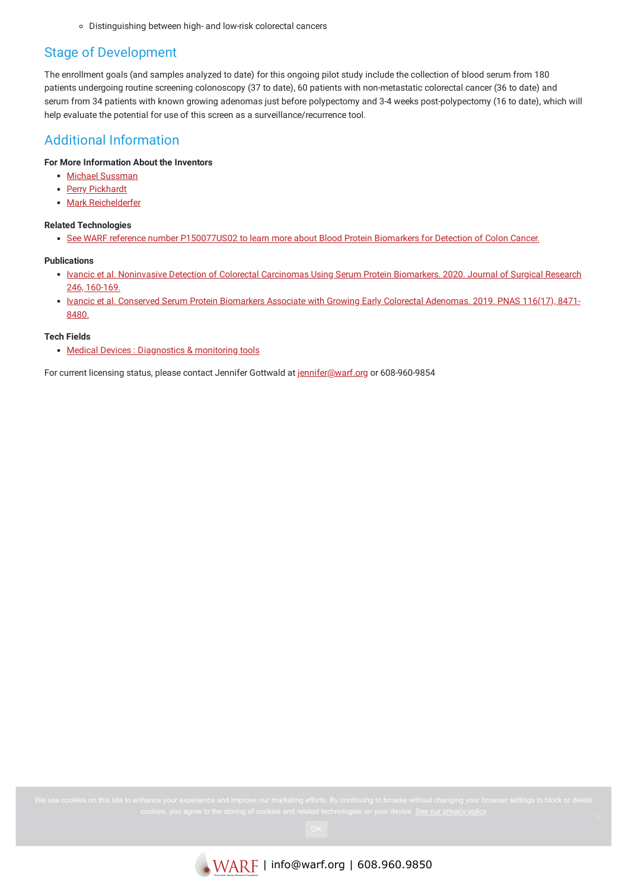- Distinguishing between high- and low-risk colorectal cancers

## Stage of Development

The enrollment goals (and samples analyzed to date) for this ongoing pilot study include the collection of blood serum from 180 patients undergoing routine screening colonoscopy (37 to date), 60 patients with non-metastatic colorectal cancer (36 to date) and serum from 34 patients with known growing adenomas just before polypectomy and 3-4 weeks post-polypectomy (16 to date), which will help evaluate the potential for use of this screen as a surveillance/recurrence tool.

## Additional Information

**For More Information About the Inventors**

- Michael Sussman
- Perry Pickhardt
- Mark Reichelderfer

**Related Technologies**

- See WARF reference number P150077US02 to learn more about Blood Protein Biomarkers for Detection of Colon Cancer.

**Publications**

- Ivancic et al. Noninvasive Detection of Colorectal Carcinomas Using Serum Protein Biomarkers. 2020. Journal of Surgical Research 246, 160-169.
- Ivancic et al. Conserved Serum Protein Biomarkers Associate with Growing Early Colorectal Adenomas. 2019. PNAS 116(17), 8471-8480.

**Tech Fields**

- Medical Devices : Diagnostics & monitoring tools

For current licensing status, please contact Jennifer Gottwald at jennifer@warf.org or 608-960-9854